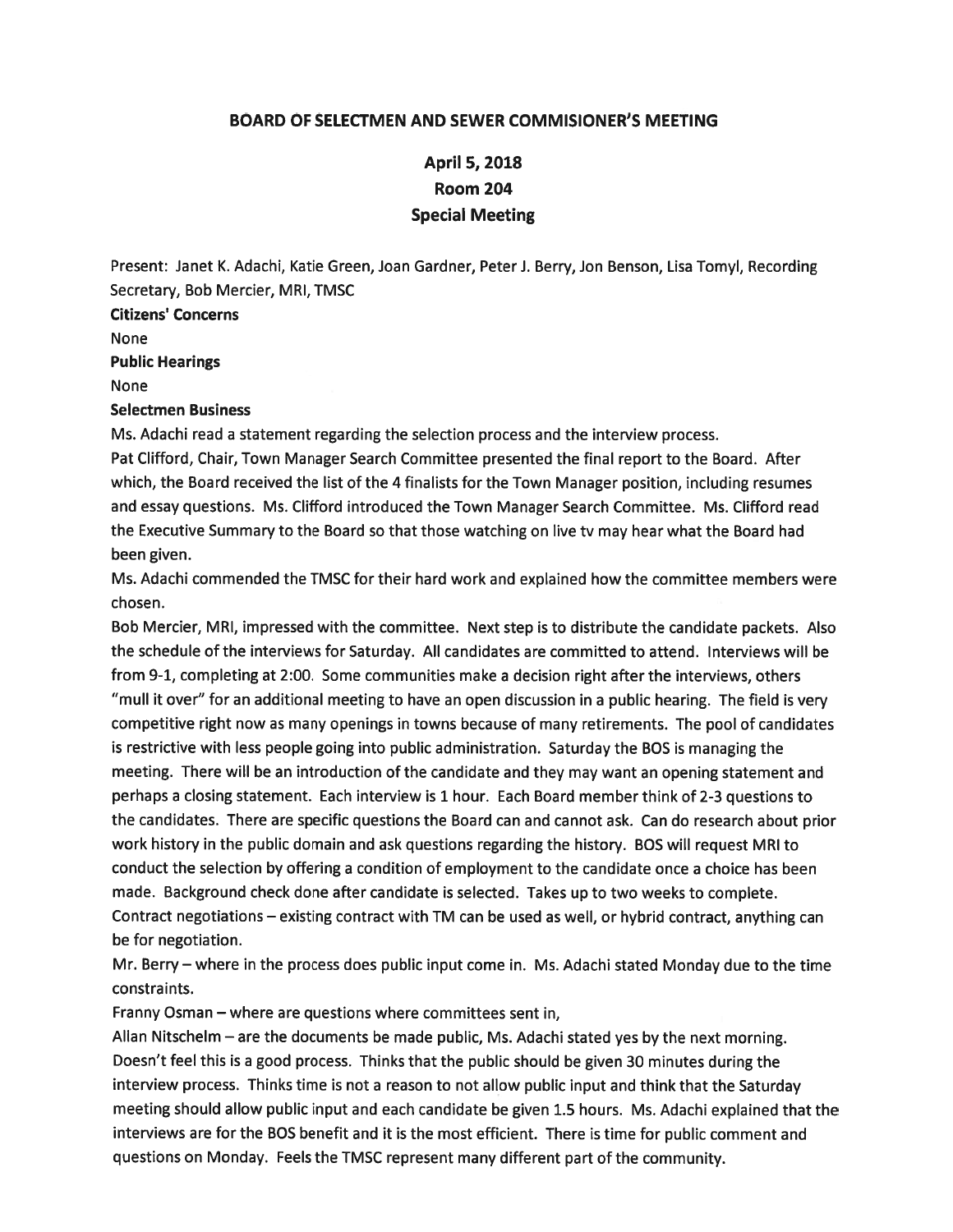# BOARD OF SELECTMEN AND SEWER COMMISIONER'S MEETING

## April 5, 2018
## Room 204
## Special Meeting

Present: Janet K. Adachi, Katie Green, Joan Gardner, Peter J. Berry, Jon Benson, Lisa Tomyl, Recording Secretary, Bob Mercier, MRI, TMSC

**Citizens' Concerns**

None

**Public Hearings**

None

**Selectmen Business**

Ms. Adachi read a statement regarding the selection process and the interview process.

Pat Clifford, Chair, Town Manager Search Committee presented the final report to the Board. After which, the Board received the list of the 4 finalists for the Town Manager position, including resumes and essay questions. Ms. Clifford introduced the Town Manager Search Committee. Ms. Clifford read the Executive Summary to the Board so that those watching on live tv may hear what the Board had been given.

Ms. Adachi commended the TMSC for their hard work and explained how the committee members were chosen.

Bob Mercier, MRI, impressed with the committee. Next step is to distribute the candidate packets. Also the schedule of the interviews for Saturday. All candidates are committed to attend. Interviews will be from 9-1, completing at 2:00. Some communities make a decision right after the interviews, others "mull it over" for an additional meeting to have an open discussion in a public hearing. The field is very competitive right now as many openings in towns because of many retirements. The pool of candidates is restrictive with less people going into public administration. Saturday the BOS is managing the meeting. There will be an introduction of the candidate and they may want an opening statement and perhaps a closing statement. Each interview is 1 hour. Each Board member think of 2-3 questions to the candidates. There are specific questions the Board can and cannot ask. Can do research about prior work history in the public domain and ask questions regarding the history. BOS will request MRI to conduct the selection by offering a condition of employment to the candidate once a choice has been made. Background check done after candidate is selected. Takes up to two weeks to complete. Contract negotiations – existing contract with TM can be used as well, or hybrid contract, anything can be for negotiation.

Mr. Berry – where in the process does public input come in. Ms. Adachi stated Monday due to the time constraints.

Franny Osman – where are questions where committees sent in,

Allan Nitschelm – are the documents be made public, Ms. Adachi stated yes by the next morning. Doesn't feel this is a good process. Thinks that the public should be given 30 minutes during the interview process. Thinks time is not a reason to not allow public input and think that the Saturday meeting should allow public input and each candidate be given 1.5 hours. Ms. Adachi explained that the interviews are for the BOS benefit and it is the most efficient. There is time for public comment and questions on Monday. Feels the TMSC represent many different part of the community.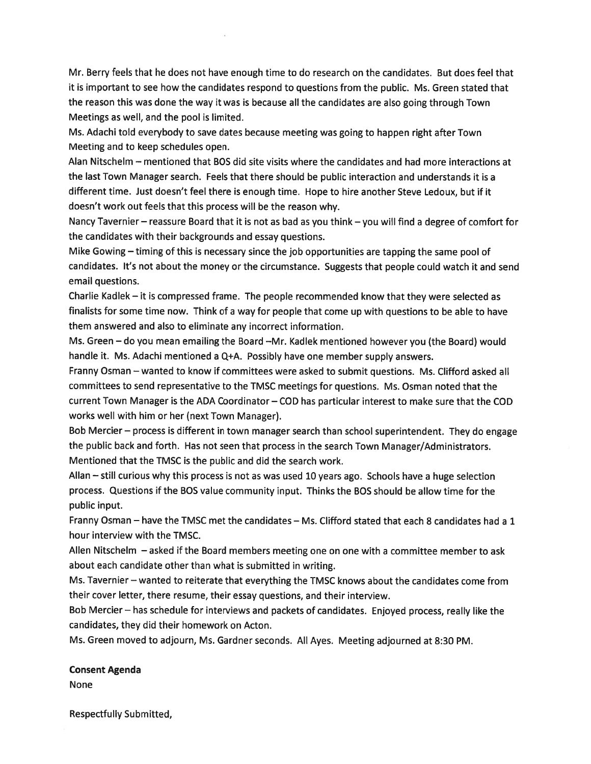Mr. Berry feels that he does not have enough time to do research on the candidates. But does feel that it is important to see how the candidates respond to questions from the public. Ms. Green stated that the reason this was done the way it was is because all the candidates are also going through Town Meetings as well, and the pool is limited.

Ms. Adachi told everybody to save dates because meeting was going to happen right after Town Meeting and to keep schedules open.

Alan Nitschelm – mentioned that BOS did site visits where the candidates and had more interactions at the last Town Manager search. Feels that there should be public interaction and understands it is a different time. Just doesn't feel there is enough time. Hope to hire another Steve Ledoux, but if it doesn't work out feels that this process will be the reason why.

Nancy Tavernier – reassure Board that it is not as bad as you think – you will find a degree of comfort for the candidates with their backgrounds and essay questions.

Mike Gowing – timing of this is necessary since the job opportunities are tapping the same pool of candidates. It's not about the money or the circumstance. Suggests that people could watch it and send email questions.

Charlie Kadlek – it is compressed frame. The people recommended know that they were selected as finalists for some time now. Think of a way for people that come up with questions to be able to have them answered and also to eliminate any incorrect information.

Ms. Green – do you mean emailing the Board –Mr. Kadlek mentioned however you (the Board) would handle it. Ms. Adachi mentioned a Q+A. Possibly have one member supply answers.

Franny Osman – wanted to know if committees were asked to submit questions. Ms. Clifford asked all committees to send representative to the TMSC meetings for questions. Ms. Osman noted that the current Town Manager is the ADA Coordinator – COD has particular interest to make sure that the COD works well with him or her (next Town Manager).

Bob Mercier – process is different in town manager search than school superintendent. They do engage the public back and forth. Has not seen that process in the search Town Manager/Administrators. Mentioned that the TMSC is the public and did the search work.

Allan – still curious why this process is not as was used 10 years ago. Schools have a huge selection process. Questions if the BOS value community input. Thinks the BOS should be allow time for the public input.

Franny Osman – have the TMSC met the candidates – Ms. Clifford stated that each 8 candidates had a 1 hour interview with the TMSC.

Allen Nitschelm – asked if the Board members meeting one on one with a committee member to ask about each candidate other than what is submitted in writing.

Ms. Tavernier – wanted to reiterate that everything the TMSC knows about the candidates come from their cover letter, there resume, their essay questions, and their interview.

Bob Mercier – has schedule for interviews and packets of candidates. Enjoyed process, really like the candidates, they did their homework on Acton.

Ms. Green moved to adjourn, Ms. Gardner seconds. All Ayes. Meeting adjourned at 8:30 PM.

**Consent Agenda**

None

Respectfully Submitted,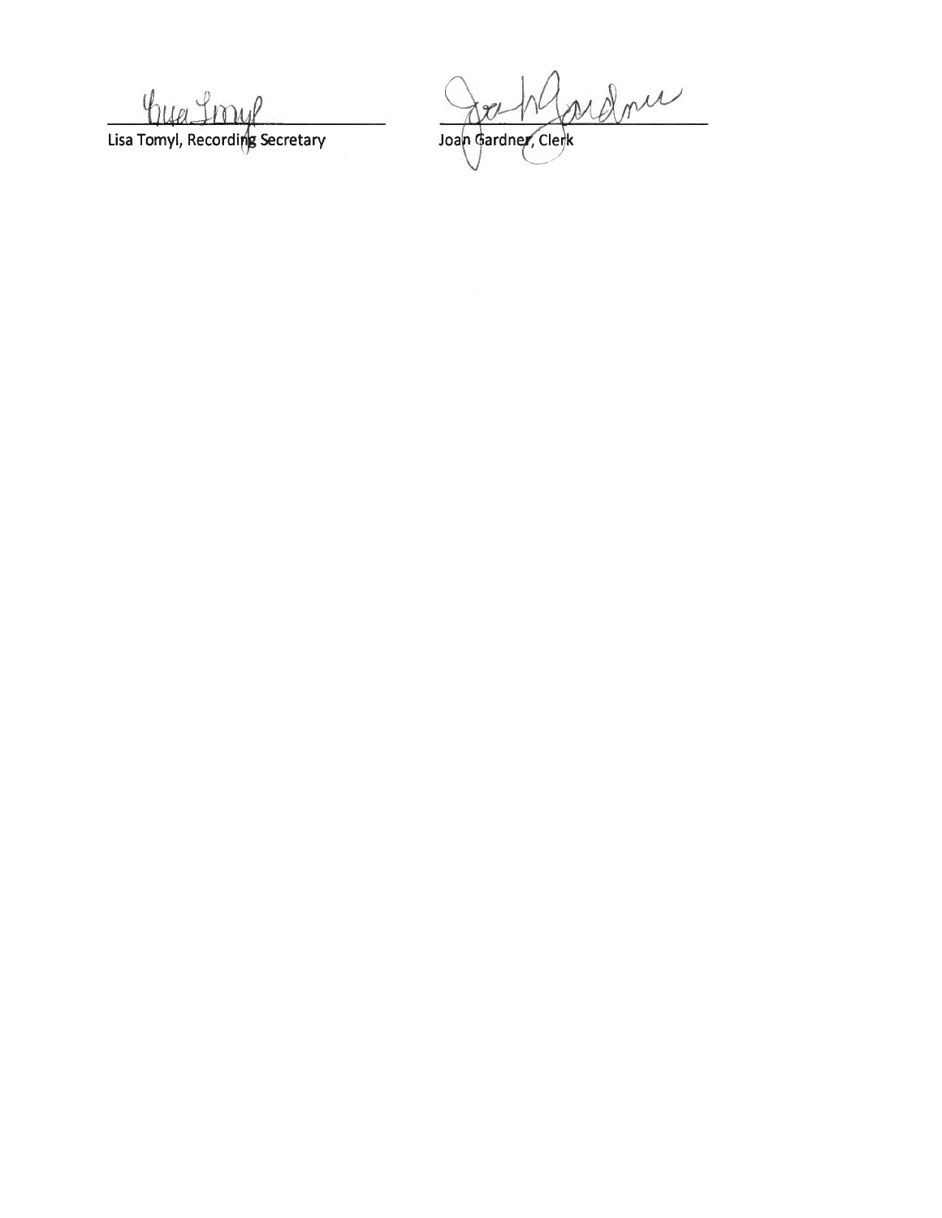Lisa Tomyl, Recording Secretary

Joan Gardner, Clerk